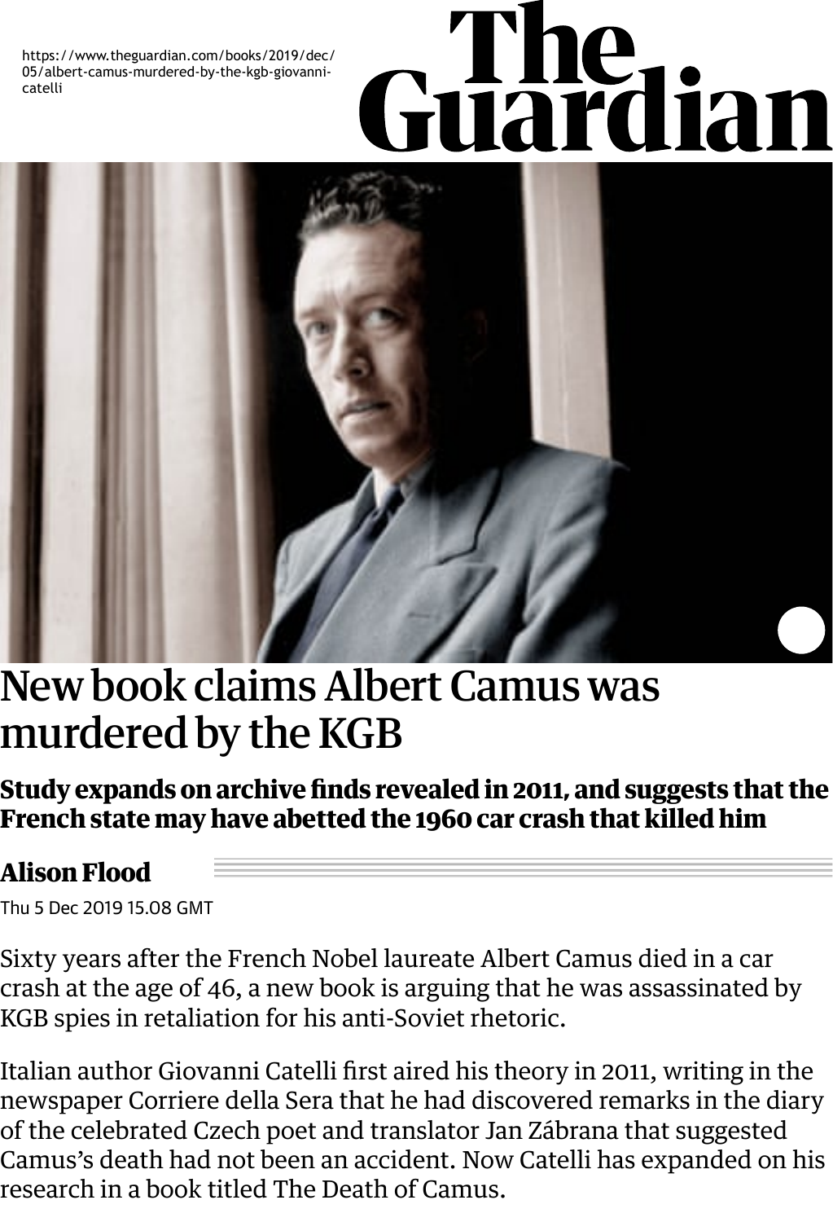https://www.theguardian.com/books/2019/dec/05/albert-camus-murdered-by-the-kgb-giovanni-catelli

The Guardian

# New book claims Albert Camus was murdered by the KGB

**Study expands on archive finds revealed in 2011, and suggests that the French state may have abetted the 1960 car crash that killed him**

**Alison Flood**

Thu 5 Dec 2019 15.08 GMT

Sixty years after the French Nobel laureate Albert Camus died in a car crash at the age of 46, a new book is arguing that he was assassinated by KGB spies in retaliation for his anti-Soviet rhetoric.

Italian author Giovanni Catelli first aired his theory in 2011, writing in the newspaper Corriere della Sera that he had discovered remarks in the diary of the celebrated Czech poet and translator Jan Zábrana that suggested Camus's death had not been an accident. Now Catelli has expanded on his research in a book titled The Death of Camus.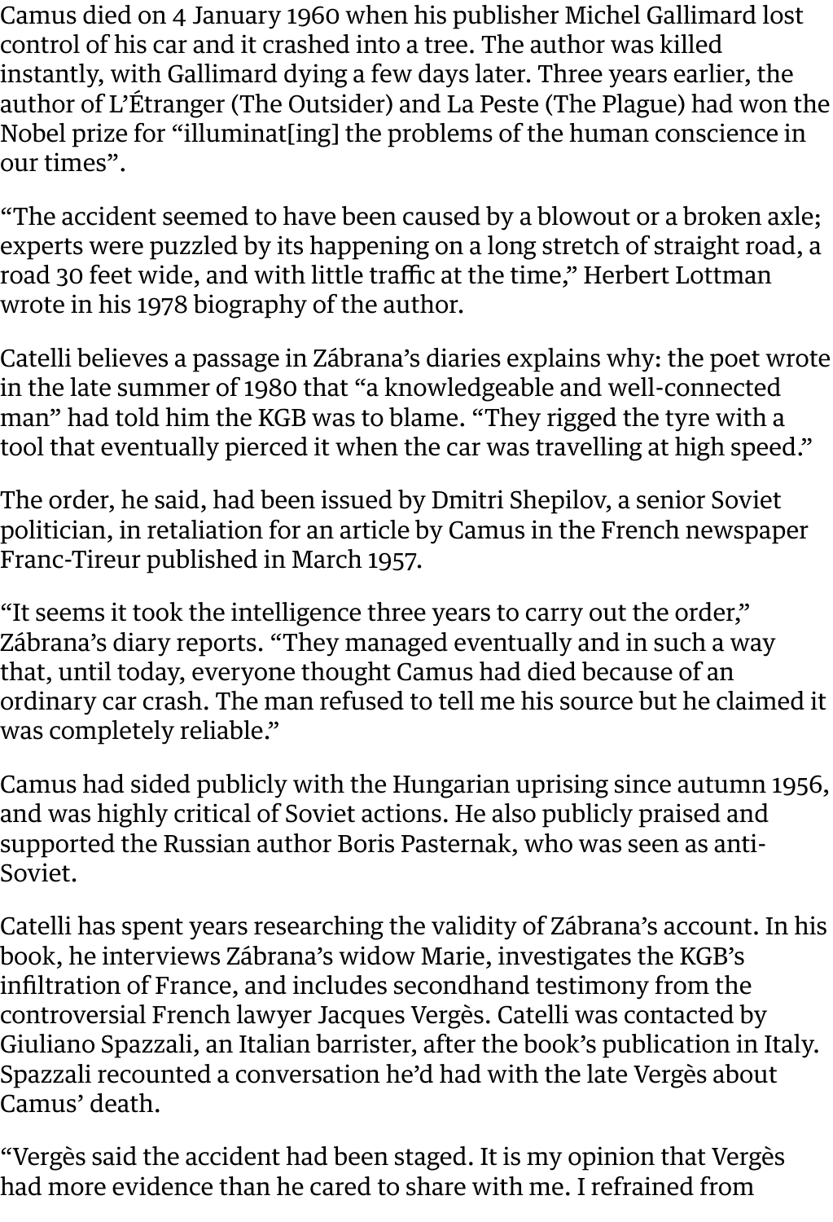Camus died on 4 January 1960 when his publisher Michel Gallimard lost control of his car and it crashed into a tree. The author was killed instantly, with Gallimard dying a few days later. Three years earlier, the author of L'Étranger (The Outsider) and La Peste (The Plague) had won the Nobel prize for "illuminat[ing] the problems of the human conscience in our times".

"The accident seemed to have been caused by a blowout or a broken axle; experts were puzzled by its happening on a long stretch of straight road, a road 30 feet wide, and with little traffic at the time," Herbert Lottman wrote in his 1978 biography of the author.

Catelli believes a passage in Zábrana's diaries explains why: the poet wrote in the late summer of 1980 that "a knowledgeable and well-connected man" had told him the KGB was to blame. "They rigged the tyre with a tool that eventually pierced it when the car was travelling at high speed."

The order, he said, had been issued by Dmitri Shepilov, a senior Soviet politician, in retaliation for an article by Camus in the French newspaper Franc-Tireur published in March 1957.

"It seems it took the intelligence three years to carry out the order," Zábrana's diary reports. "They managed eventually and in such a way that, until today, everyone thought Camus had died because of an ordinary car crash. The man refused to tell me his source but he claimed it was completely reliable."

Camus had sided publicly with the Hungarian uprising since autumn 1956, and was highly critical of Soviet actions. He also publicly praised and supported the Russian author Boris Pasternak, who was seen as anti-Soviet.

Catelli has spent years researching the validity of Zábrana's account. In his book, he interviews Zábrana's widow Marie, investigates the KGB's infiltration of France, and includes secondhand testimony from the controversial French lawyer Jacques Vergès. Catelli was contacted by Giuliano Spazzali, an Italian barrister, after the book's publication in Italy. Spazzali recounted a conversation he'd had with the late Vergès about Camus' death.

"Vergès said the accident had been staged. It is my opinion that Vergès had more evidence than he cared to share with me. I refrained from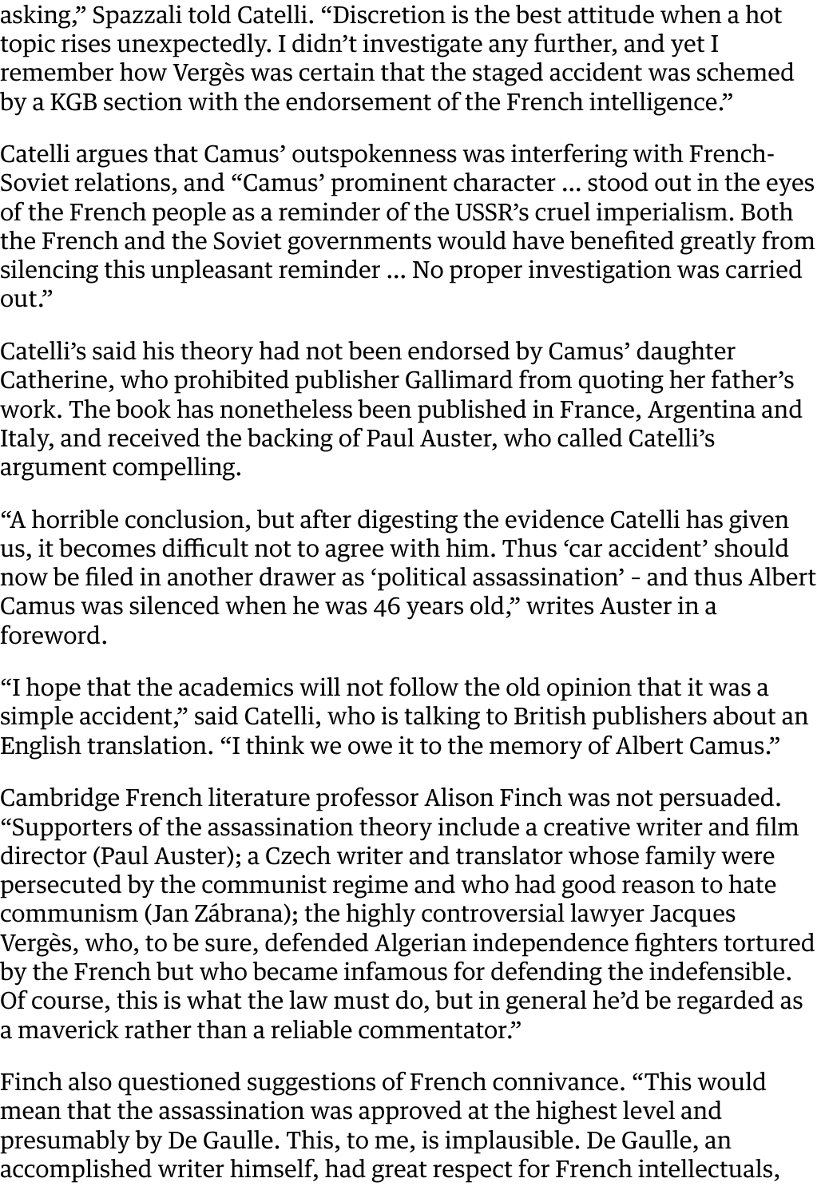asking," Spazzali told Catelli. "Discretion is the best attitude when a hot topic rises unexpectedly. I didn't investigate any further, and yet I remember how Vergès was certain that the staged accident was schemed by a KGB section with the endorsement of the French intelligence."

Catelli argues that Camus' outspokenness was interfering with French-Soviet relations, and "Camus' prominent character … stood out in the eyes of the French people as a reminder of the USSR's cruel imperialism. Both the French and the Soviet governments would have benefited greatly from silencing this unpleasant reminder … No proper investigation was carried out."

Catelli's said his theory had not been endorsed by Camus' daughter Catherine, who prohibited publisher Gallimard from quoting her father's work. The book has nonetheless been published in France, Argentina and Italy, and received the backing of Paul Auster, who called Catelli's argument compelling.

"A horrible conclusion, but after digesting the evidence Catelli has given us, it becomes difficult not to agree with him. Thus 'car accident' should now be filed in another drawer as 'political assassination' - and thus Albert Camus was silenced when he was 46 years old," writes Auster in a foreword.

"I hope that the academics will not follow the old opinion that it was a simple accident," said Catelli, who is talking to British publishers about an English translation. "I think we owe it to the memory of Albert Camus."

Cambridge French literature professor Alison Finch was not persuaded. "Supporters of the assassination theory include a creative writer and film director (Paul Auster); a Czech writer and translator whose family were persecuted by the communist regime and who had good reason to hate communism (Jan Zábrana); the highly controversial lawyer Jacques Vergès, who, to be sure, defended Algerian independence fighters tortured by the French but who became infamous for defending the indefensible. Of course, this is what the law must do, but in general he'd be regarded as a maverick rather than a reliable commentator."

Finch also questioned suggestions of French connivance. "This would mean that the assassination was approved at the highest level and presumably by De Gaulle. This, to me, is implausible. De Gaulle, an accomplished writer himself, had great respect for French intellectuals,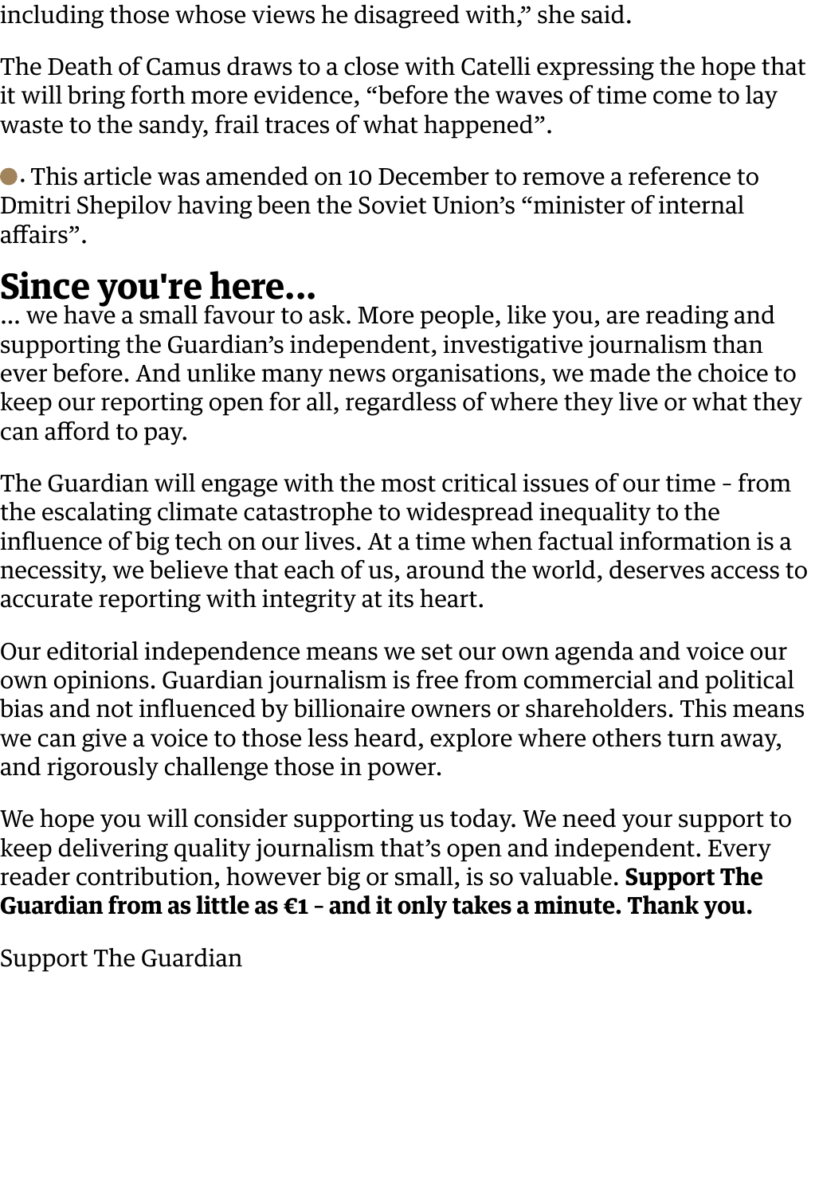including those whose views he disagreed with," she said.

The Death of Camus draws to a close with Catelli expressing the hope that it will bring forth more evidence, "before the waves of time come to lay waste to the sandy, frail traces of what happened".

• This article was amended on 10 December to remove a reference to Dmitri Shepilov having been the Soviet Union's "minister of internal affairs".

## Since you're here…

… we have a small favour to ask. More people, like you, are reading and supporting the Guardian's independent, investigative journalism than ever before. And unlike many news organisations, we made the choice to keep our reporting open for all, regardless of where they live or what they can afford to pay.

The Guardian will engage with the most critical issues of our time – from the escalating climate catastrophe to widespread inequality to the influence of big tech on our lives. At a time when factual information is a necessity, we believe that each of us, around the world, deserves access to accurate reporting with integrity at its heart.

Our editorial independence means we set our own agenda and voice our own opinions. Guardian journalism is free from commercial and political bias and not influenced by billionaire owners or shareholders. This means we can give a voice to those less heard, explore where others turn away, and rigorously challenge those in power.

We hope you will consider supporting us today. We need your support to keep delivering quality journalism that's open and independent. Every reader contribution, however big or small, is so valuable. **Support The Guardian from as little as €1 – and it only takes a minute. Thank you.**

Support The Guardian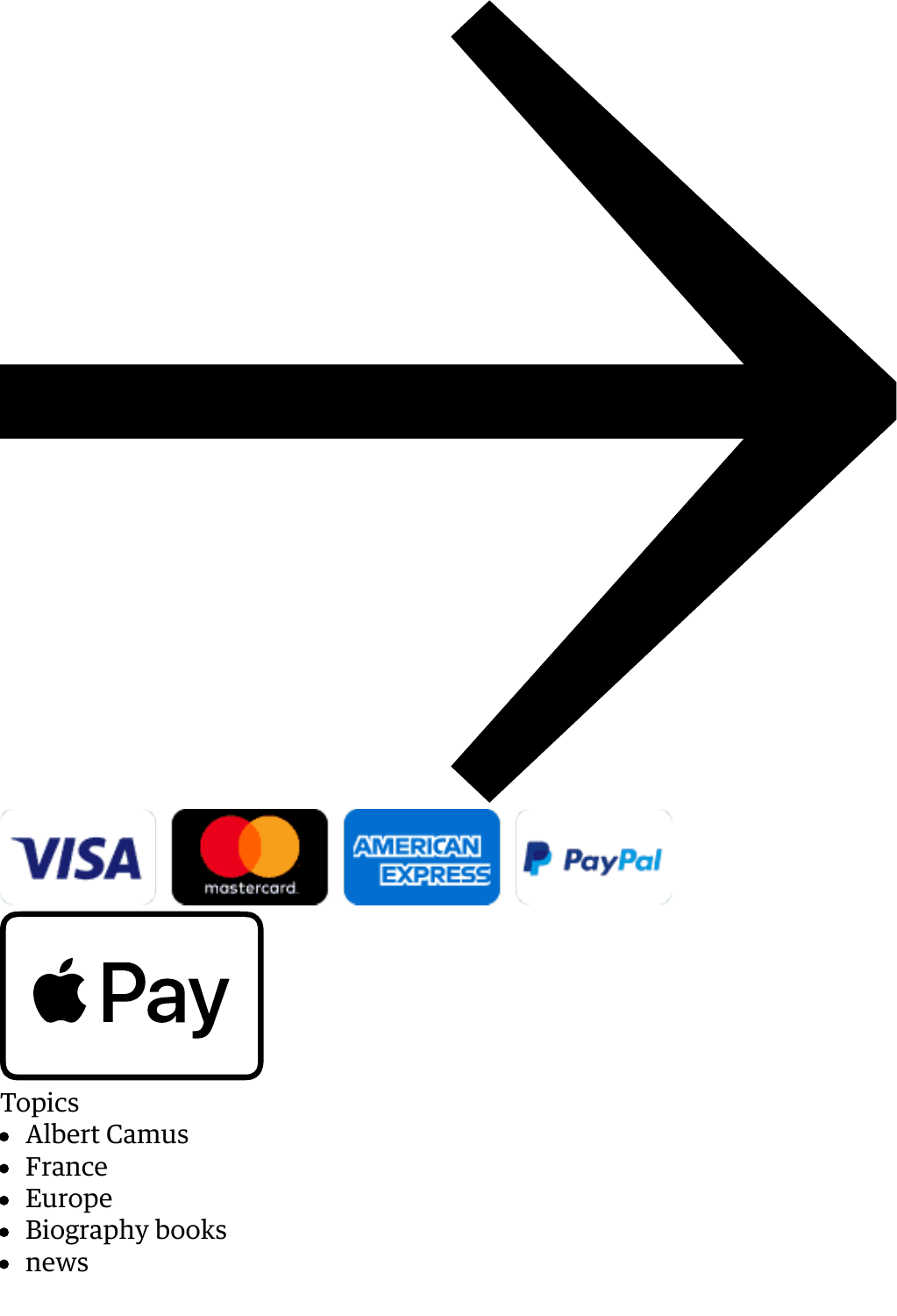Topics

- Albert Camus
- France
- Europe
- Biography books
- news